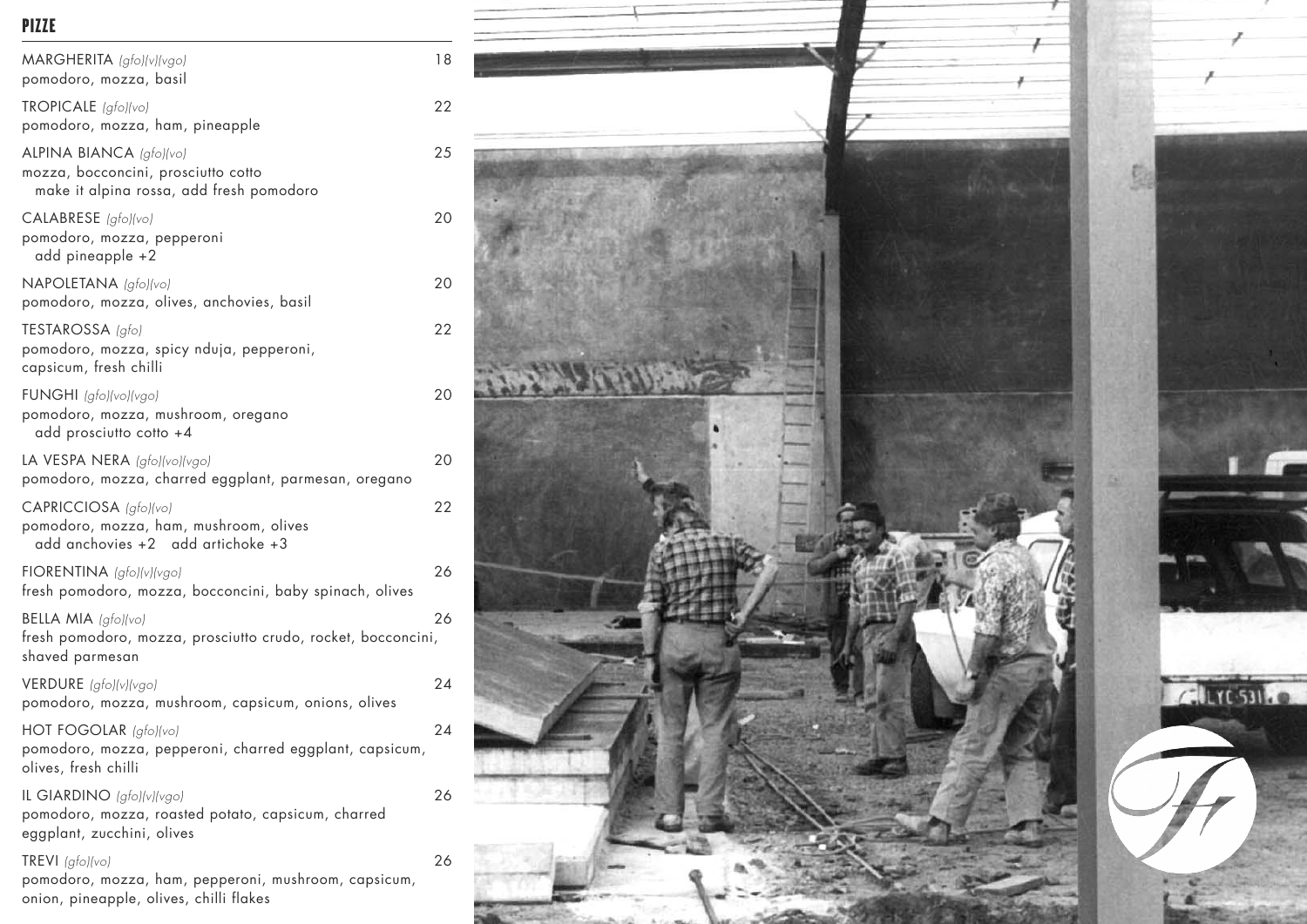## PIZZE

**MARGHERITA** *(gfo)(v)(vgo)* — 18
pomodoro, mozza, basil

**TROPICALE** *(gfo)(vo)* — 22
pomodoro, mozza, ham, pineapple

**ALPINA BIANCA** *(gfo)(vo)* — 25
mozza, bocconcini, prosciutto cotto
make it alpina rossa, add fresh pomodoro

**CALABRESE** *(gfo)(vo)* — 20
pomodoro, mozza, pepperoni
add pineapple +2

**NAPOLETANA** *(gfo)(vo)* — 20
pomodoro, mozza, olives, anchovies, basil

**TESTAROSSA** *(gfo)* — 22
pomodoro, mozza, spicy nduja, pepperoni, capsicum, fresh chilli

**FUNGHI** *(gfo)(vo)(vgo)* — 20
pomodoro, mozza, mushroom, oregano
add prosciutto cotto +4

**LA VESPA NERA** *(gfo)(vo)(vgo)* — 20
pomodoro, mozza, charred eggplant, parmesan, oregano

**CAPRICCIOSA** *(gfo)(vo)* — 22
pomodoro, mozza, ham, mushroom, olives
add anchovies +2 add artichoke +3

**FIORENTINA** *(gfo)(v)(vgo)* — 26
fresh pomodoro, mozza, bocconcini, baby spinach, olives

**BELLA MIA** *(gfo)(vo)* — 26
fresh pomodoro, mozza, prosciutto crudo, rocket, bocconcini, shaved parmesan

**VERDURE** *(gfo)(v)(vgo)* — 24
pomodoro, mozza, mushroom, capsicum, onions, olives

**HOT FOGOLAR** *(gfo)(vo)* — 24
pomodoro, mozza, pepperoni, charred eggplant, capsicum, olives, fresh chilli

**IL GIARDINO** *(gfo)(v)(vgo)* — 26
pomodoro, mozza, roasted potato, capsicum, charred eggplant, zucchini, olives

**TREVI** *(gfo)(vo)* — 26
pomodoro, mozza, ham, pepperoni, mushroom, capsicum, onion, pineapple, olives, chilli flakes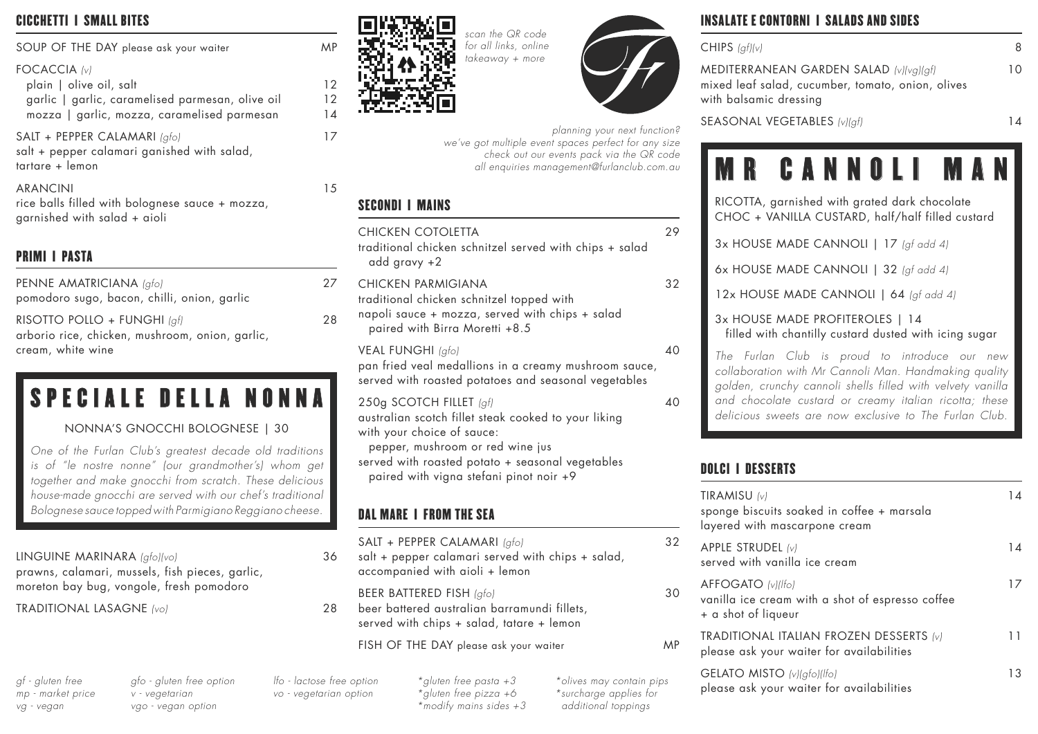## CICCHETTI | SMALL BITES

SOUP OF THE DAY please ask your waiter — MP

FOCACCIA *(v)*
- plain | olive oil, salt — 12
- garlic | garlic, caramelised parmesan, olive oil — 12
- mozza | garlic, mozza, caramelised parmesan — 14

SALT + PEPPER CALAMARI *(gfo)* — 17
salt + pepper calamari ganished with salad, tartare + lemon

ARANCINI — 15
rice balls filled with bolognese sauce + mozza, garnished with salad + aioli

## PRIMI | PASTA

PENNE AMATRICIANA *(gfo)* — 27
pomodoro sugo, bacon, chilli, onion, garlic

RISOTTO POLLO + FUNGHI *(gf)* — 28
arborio rice, chicken, mushroom, onion, garlic, cream, white wine

## SPECIALE DELLA NONNA

NONNA'S GNOCCHI BOLOGNESE | 30

*One of the Furlan Club's greatest decade old traditions is of "le nostre nonne" (our grandmother's) whom get together and make gnocchi from scratch. These delicious house-made gnocchi are served with our chef's traditional Bolognese sauce topped with Parmigiano Reggiano cheese.*

LINGUINE MARINARA *(gfo)(vo)* — 36
prawns, calamari, mussels, fish pieces, garlic, moreton bay bug, vongole, fresh pomodoro

TRADITIONAL LASAGNE *(vo)* — 28

*scan the QR code for all links, online takeaway + more*

*planning your next function?*
*we've got multiple event spaces perfect for any size*
*check out our events pack via the QR code*
*all enquiries management@furlanclub.com.au*

## SECONDI | MAINS

CHICKEN COTOLETTA — 29
traditional chicken schnitzel served with chips + salad
add gravy +2

CHICKEN PARMIGIANA — 32
traditional chicken schnitzel topped with napoli sauce + mozza, served with chips + salad
paired with Birra Moretti +8.5

VEAL FUNGHI *(gfo)* — 40
pan fried veal medallions in a creamy mushroom sauce, served with roasted potatoes and seasonal vegetables

250g SCOTCH FILLET *(gf)* — 40
australian scotch fillet steak cooked to your liking with your choice of sauce:
pepper, mushroom or red wine jus
served with roasted potato + seasonal vegetables
paired with vigna stefani pinot noir +9

## DAL MARE | FROM THE SEA

SALT + PEPPER CALAMARI *(gfo)* — 32
salt + pepper calamari served with chips + salad, accompanied with aioli + lemon

BEER BATTERED FISH *(gfo)* — 30
beer battered australian barramundi fillets, served with chips + salad, tatare + lemon

FISH OF THE DAY please ask your waiter — MP

## INSALATE E CONTORNI | SALADS AND SIDES

CHIPS *(gf)(v)* — 8

MEDITERRANEAN GARDEN SALAD *(v)(vg)(gf)* — 10
mixed leaf salad, cucumber, tomato, onion, olives with balsamic dressing

SEASONAL VEGETABLES *(v)(gf)* — 14

## MR CANNOLI MAN

RICOTTA, garnished with grated dark chocolate
CHOC + VANILLA CUSTARD, half/half filled custard

3x HOUSE MADE CANNOLI | 17 *(gf add 4)*

6x HOUSE MADE CANNOLI | 32 *(gf add 4)*

12x HOUSE MADE CANNOLI | 64 *(gf add 4)*

3x HOUSE MADE PROFITEROLES | 14
filled with chantilly custard dusted with icing sugar

*The Furlan Club is proud to introduce our new collaboration with Mr Cannoli Man. Handmaking quality golden, crunchy cannoli shells filled with velvety vanilla and chocolate custard or creamy italian ricotta; these delicious sweets are now exclusive to The Furlan Club.*

## DOLCI | DESSERTS

TIRAMISU *(v)* — 14
sponge biscuits soaked in coffee + marsala layered with mascarpone cream

APPLE STRUDEL *(v)* — 14
served with vanilla ice cream

AFFOGATO *(v)(lfo)* — 17
vanilla ice cream with a shot of espresso coffee + a shot of liqueur

TRADITIONAL ITALIAN FROZEN DESSERTS *(v)* — 11
please ask your waiter for availabilities

GELATO MISTO *(v)(gfo)(lfo)* — 13
please ask your waiter for availabilities

*gf - gluten free*
*mp - market price*
*vg - vegan*
*gfo - gluten free option*
*v - vegetarian*
*vgo - vegan option*
*lfo - lactose free option*
*vo - vegetarian option*
*gluten free pasta +3
*gluten free pizza +6
*modify mains sides +3
*olives may contain pips
*surcharge applies for additional toppings